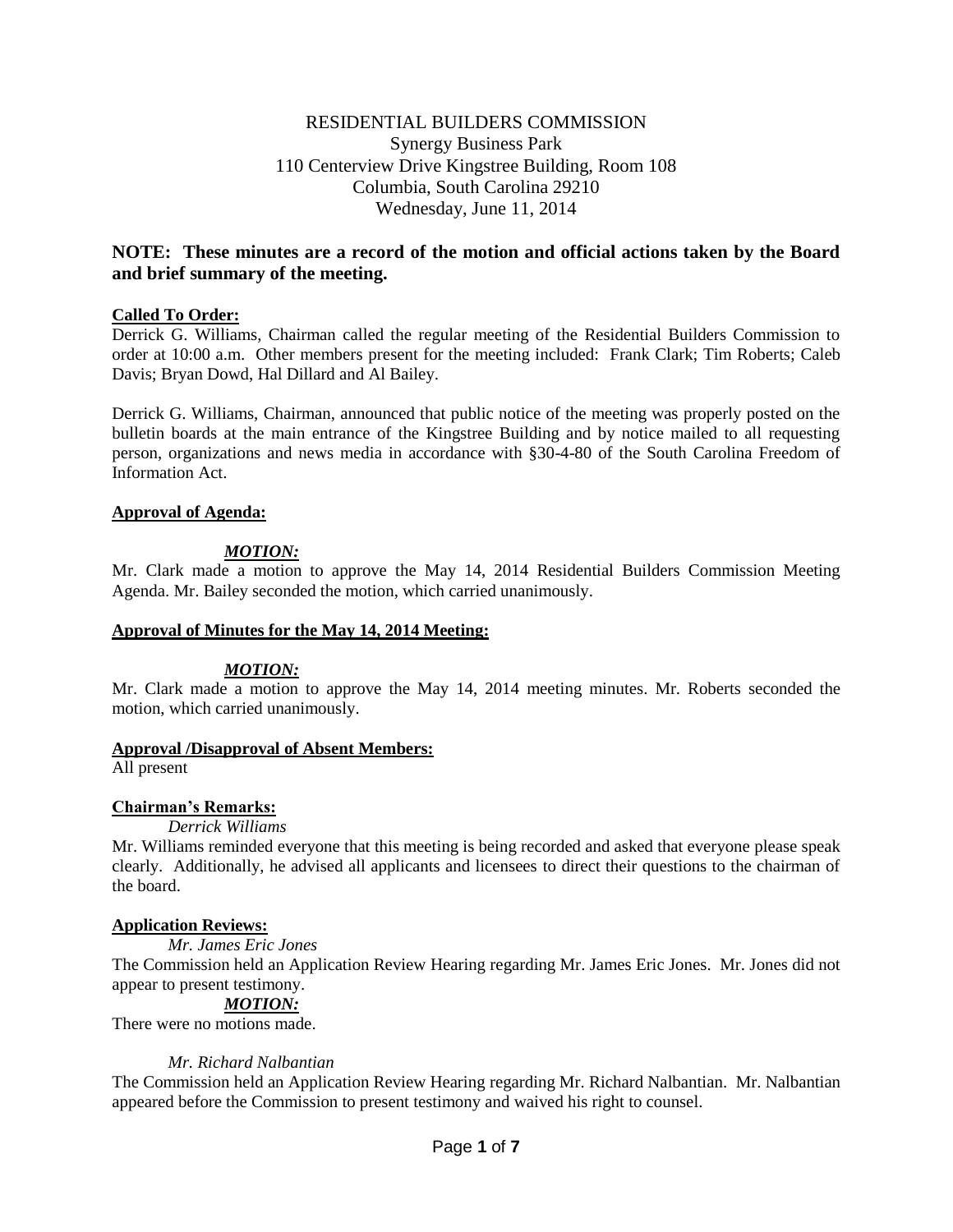RESIDENTIAL BUILDERS COMMISSION
Synergy Business Park
110 Centerview Drive Kingstree Building, Room 108
Columbia, South Carolina 29210
Wednesday, June 11, 2014

**NOTE: These minutes are a record of the motion and official actions taken by the Board and brief summary of the meeting.**

**Called To Order:**

Derrick G. Williams, Chairman called the regular meeting of the Residential Builders Commission to order at 10:00 a.m. Other members present for the meeting included: Frank Clark; Tim Roberts; Caleb Davis; Bryan Dowd, Hal Dillard and Al Bailey.

Derrick G. Williams, Chairman, announced that public notice of the meeting was properly posted on the bulletin boards at the main entrance of the Kingstree Building and by notice mailed to all requesting person, organizations and news media in accordance with §30-4-80 of the South Carolina Freedom of Information Act.

**Approval of Agenda:**

***MOTION:***

Mr. Clark made a motion to approve the May 14, 2014 Residential Builders Commission Meeting Agenda. Mr. Bailey seconded the motion, which carried unanimously.

**Approval of Minutes for the May 14, 2014 Meeting:**

***MOTION:***

Mr. Clark made a motion to approve the May 14, 2014 meeting minutes. Mr. Roberts seconded the motion, which carried unanimously.

**Approval /Disapproval of Absent Members:**

All present

**Chairman's Remarks:**

*Derrick Williams*

Mr. Williams reminded everyone that this meeting is being recorded and asked that everyone please speak clearly. Additionally, he advised all applicants and licensees to direct their questions to the chairman of the board.

**Application Reviews:**

*Mr. James Eric Jones*

The Commission held an Application Review Hearing regarding Mr. James Eric Jones. Mr. Jones did not appear to present testimony.

***MOTION:***

There were no motions made.

*Mr. Richard Nalbantian*

The Commission held an Application Review Hearing regarding Mr. Richard Nalbantian. Mr. Nalbantian appeared before the Commission to present testimony and waived his right to counsel.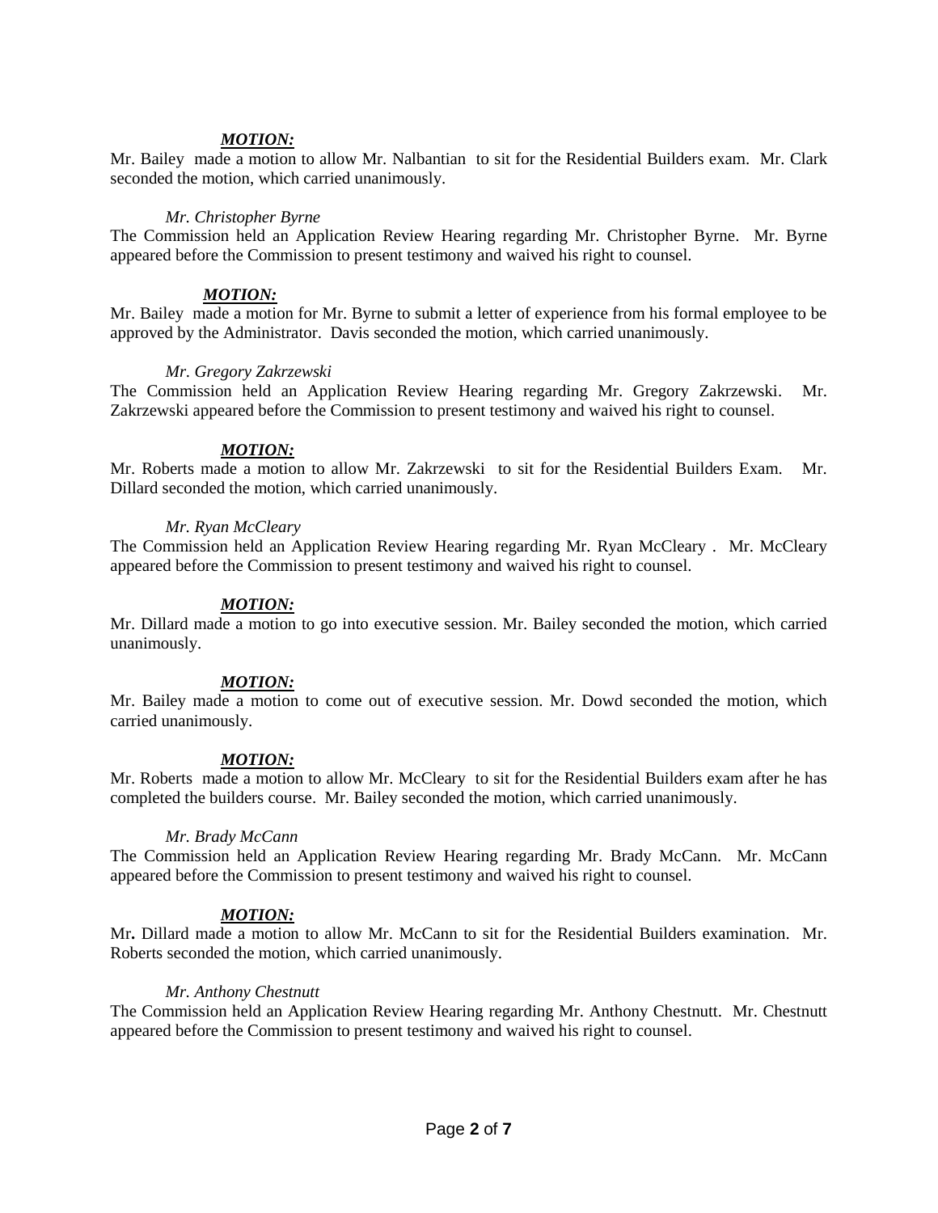***MOTION:***

Mr. Bailey made a motion to allow Mr. Nalbantian to sit for the Residential Builders exam. Mr. Clark seconded the motion, which carried unanimously.

*Mr. Christopher Byrne*

The Commission held an Application Review Hearing regarding Mr. Christopher Byrne. Mr. Byrne appeared before the Commission to present testimony and waived his right to counsel.

***MOTION:***

Mr. Bailey made a motion for Mr. Byrne to submit a letter of experience from his formal employee to be approved by the Administrator. Davis seconded the motion, which carried unanimously.

*Mr. Gregory Zakrzewski*

The Commission held an Application Review Hearing regarding Mr. Gregory Zakrzewski. Mr. Zakrzewski appeared before the Commission to present testimony and waived his right to counsel.

***MOTION:***

Mr. Roberts made a motion to allow Mr. Zakrzewski to sit for the Residential Builders Exam. Mr. Dillard seconded the motion, which carried unanimously.

*Mr. Ryan McCleary*

The Commission held an Application Review Hearing regarding Mr. Ryan McCleary . Mr. McCleary appeared before the Commission to present testimony and waived his right to counsel.

***MOTION:***

Mr. Dillard made a motion to go into executive session. Mr. Bailey seconded the motion, which carried unanimously.

***MOTION:***

Mr. Bailey made a motion to come out of executive session. Mr. Dowd seconded the motion, which carried unanimously.

***MOTION:***

Mr. Roberts made a motion to allow Mr. McCleary to sit for the Residential Builders exam after he has completed the builders course. Mr. Bailey seconded the motion, which carried unanimously.

*Mr. Brady McCann*

The Commission held an Application Review Hearing regarding Mr. Brady McCann. Mr. McCann appeared before the Commission to present testimony and waived his right to counsel.

***MOTION:***

Mr. Dillard made a motion to allow Mr. McCann to sit for the Residential Builders examination. Mr. Roberts seconded the motion, which carried unanimously.

*Mr. Anthony Chestnutt*

The Commission held an Application Review Hearing regarding Mr. Anthony Chestnutt. Mr. Chestnutt appeared before the Commission to present testimony and waived his right to counsel.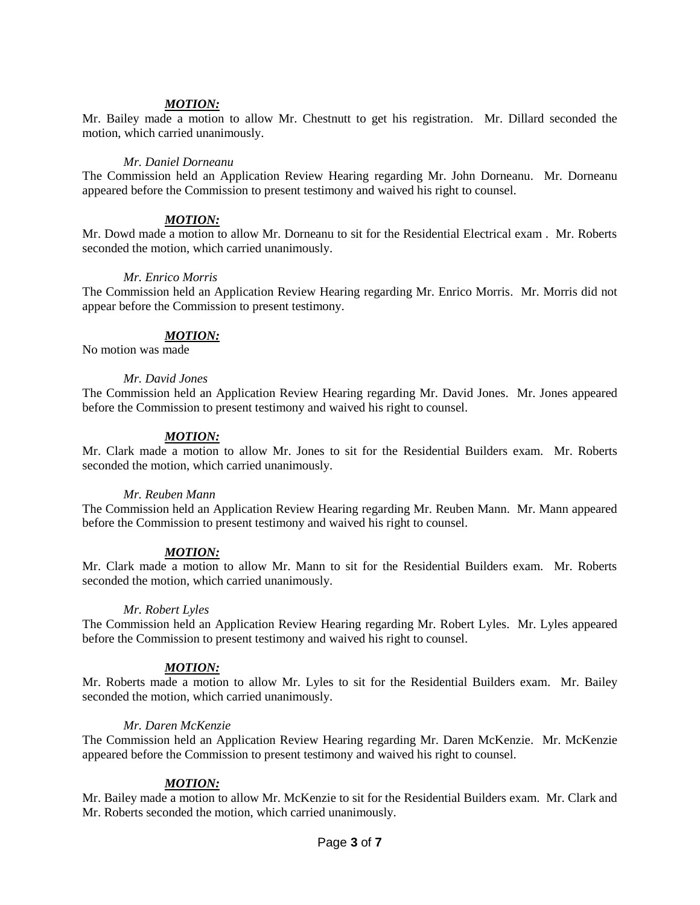***MOTION:***

Mr. Bailey made a motion to allow Mr. Chestnutt to get his registration. Mr. Dillard seconded the motion, which carried unanimously.

*Mr. Daniel Dorneanu*

The Commission held an Application Review Hearing regarding Mr. John Dorneanu. Mr. Dorneanu appeared before the Commission to present testimony and waived his right to counsel.

***MOTION:***

Mr. Dowd made a motion to allow Mr. Dorneanu to sit for the Residential Electrical exam . Mr. Roberts seconded the motion, which carried unanimously.

*Mr. Enrico Morris*

The Commission held an Application Review Hearing regarding Mr. Enrico Morris. Mr. Morris did not appear before the Commission to present testimony.

***MOTION:***

No motion was made

*Mr. David Jones*

The Commission held an Application Review Hearing regarding Mr. David Jones. Mr. Jones appeared before the Commission to present testimony and waived his right to counsel.

***MOTION:***

Mr. Clark made a motion to allow Mr. Jones to sit for the Residential Builders exam. Mr. Roberts seconded the motion, which carried unanimously.

*Mr. Reuben Mann*

The Commission held an Application Review Hearing regarding Mr. Reuben Mann. Mr. Mann appeared before the Commission to present testimony and waived his right to counsel.

***MOTION:***

Mr. Clark made a motion to allow Mr. Mann to sit for the Residential Builders exam. Mr. Roberts seconded the motion, which carried unanimously.

*Mr. Robert Lyles*

The Commission held an Application Review Hearing regarding Mr. Robert Lyles. Mr. Lyles appeared before the Commission to present testimony and waived his right to counsel.

***MOTION:***

Mr. Roberts made a motion to allow Mr. Lyles to sit for the Residential Builders exam. Mr. Bailey seconded the motion, which carried unanimously.

*Mr. Daren McKenzie*

The Commission held an Application Review Hearing regarding Mr. Daren McKenzie. Mr. McKenzie appeared before the Commission to present testimony and waived his right to counsel.

***MOTION:***

Mr. Bailey made a motion to allow Mr. McKenzie to sit for the Residential Builders exam. Mr. Clark and Mr. Roberts seconded the motion, which carried unanimously.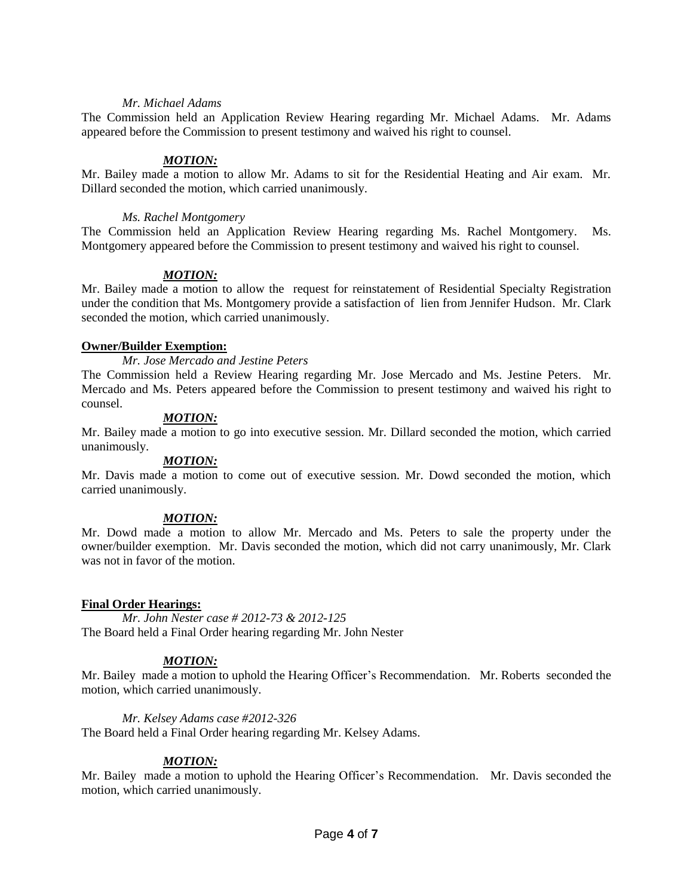*Mr. Michael Adams*

The Commission held an Application Review Hearing regarding Mr. Michael Adams. Mr. Adams appeared before the Commission to present testimony and waived his right to counsel.

***MOTION:***

Mr. Bailey made a motion to allow Mr. Adams to sit for the Residential Heating and Air exam. Mr. Dillard seconded the motion, which carried unanimously.

*Ms. Rachel Montgomery*

The Commission held an Application Review Hearing regarding Ms. Rachel Montgomery. Ms. Montgomery appeared before the Commission to present testimony and waived his right to counsel.

***MOTION:***

Mr. Bailey made a motion to allow the request for reinstatement of Residential Specialty Registration under the condition that Ms. Montgomery provide a satisfaction of lien from Jennifer Hudson. Mr. Clark seconded the motion, which carried unanimously.

**Owner/Builder Exemption:**

*Mr. Jose Mercado and Jestine Peters*

The Commission held a Review Hearing regarding Mr. Jose Mercado and Ms. Jestine Peters. Mr. Mercado and Ms. Peters appeared before the Commission to present testimony and waived his right to counsel.

***MOTION:***

Mr. Bailey made a motion to go into executive session. Mr. Dillard seconded the motion, which carried unanimously.

***MOTION:***

Mr. Davis made a motion to come out of executive session. Mr. Dowd seconded the motion, which carried unanimously.

***MOTION:***

Mr. Dowd made a motion to allow Mr. Mercado and Ms. Peters to sale the property under the owner/builder exemption. Mr. Davis seconded the motion, which did not carry unanimously, Mr. Clark was not in favor of the motion.

**Final Order Hearings:**

*Mr. John Nester case # 2012-73 & 2012-125*

The Board held a Final Order hearing regarding Mr. John Nester

***MOTION:***

Mr. Bailey made a motion to uphold the Hearing Officer's Recommendation. Mr. Roberts seconded the motion, which carried unanimously.

*Mr. Kelsey Adams case #2012-326*

The Board held a Final Order hearing regarding Mr. Kelsey Adams.

***MOTION:***

Mr. Bailey made a motion to uphold the Hearing Officer's Recommendation. Mr. Davis seconded the motion, which carried unanimously.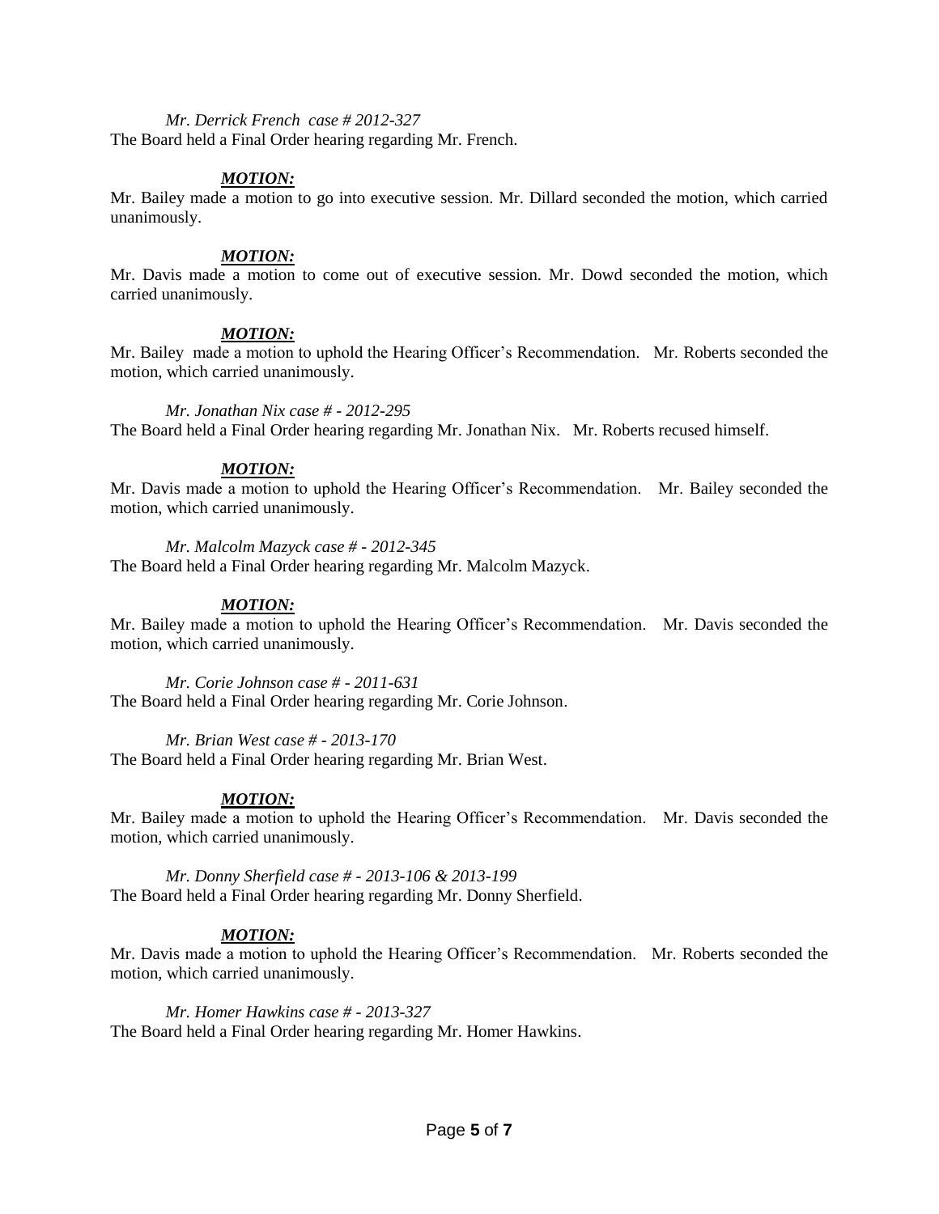*Mr. Derrick French case # 2012-327*

The Board held a Final Order hearing regarding Mr. French.

***MOTION:***

Mr. Bailey made a motion to go into executive session. Mr. Dillard seconded the motion, which carried unanimously.

***MOTION:***

Mr. Davis made a motion to come out of executive session. Mr. Dowd seconded the motion, which carried unanimously.

***MOTION:***

Mr. Bailey made a motion to uphold the Hearing Officer's Recommendation. Mr. Roberts seconded the motion, which carried unanimously.

*Mr. Jonathan Nix case # - 2012-295*

The Board held a Final Order hearing regarding Mr. Jonathan Nix. Mr. Roberts recused himself.

***MOTION:***

Mr. Davis made a motion to uphold the Hearing Officer's Recommendation. Mr. Bailey seconded the motion, which carried unanimously.

*Mr. Malcolm Mazyck case # - 2012-345*

The Board held a Final Order hearing regarding Mr. Malcolm Mazyck.

***MOTION:***

Mr. Bailey made a motion to uphold the Hearing Officer's Recommendation. Mr. Davis seconded the motion, which carried unanimously.

*Mr. Corie Johnson case # - 2011-631*

The Board held a Final Order hearing regarding Mr. Corie Johnson.

*Mr. Brian West case # - 2013-170*

The Board held a Final Order hearing regarding Mr. Brian West.

***MOTION:***

Mr. Bailey made a motion to uphold the Hearing Officer's Recommendation. Mr. Davis seconded the motion, which carried unanimously.

*Mr. Donny Sherfield case # - 2013-106 & 2013-199*

The Board held a Final Order hearing regarding Mr. Donny Sherfield.

***MOTION:***

Mr. Davis made a motion to uphold the Hearing Officer's Recommendation. Mr. Roberts seconded the motion, which carried unanimously.

*Mr. Homer Hawkins case # - 2013-327*

The Board held a Final Order hearing regarding Mr. Homer Hawkins.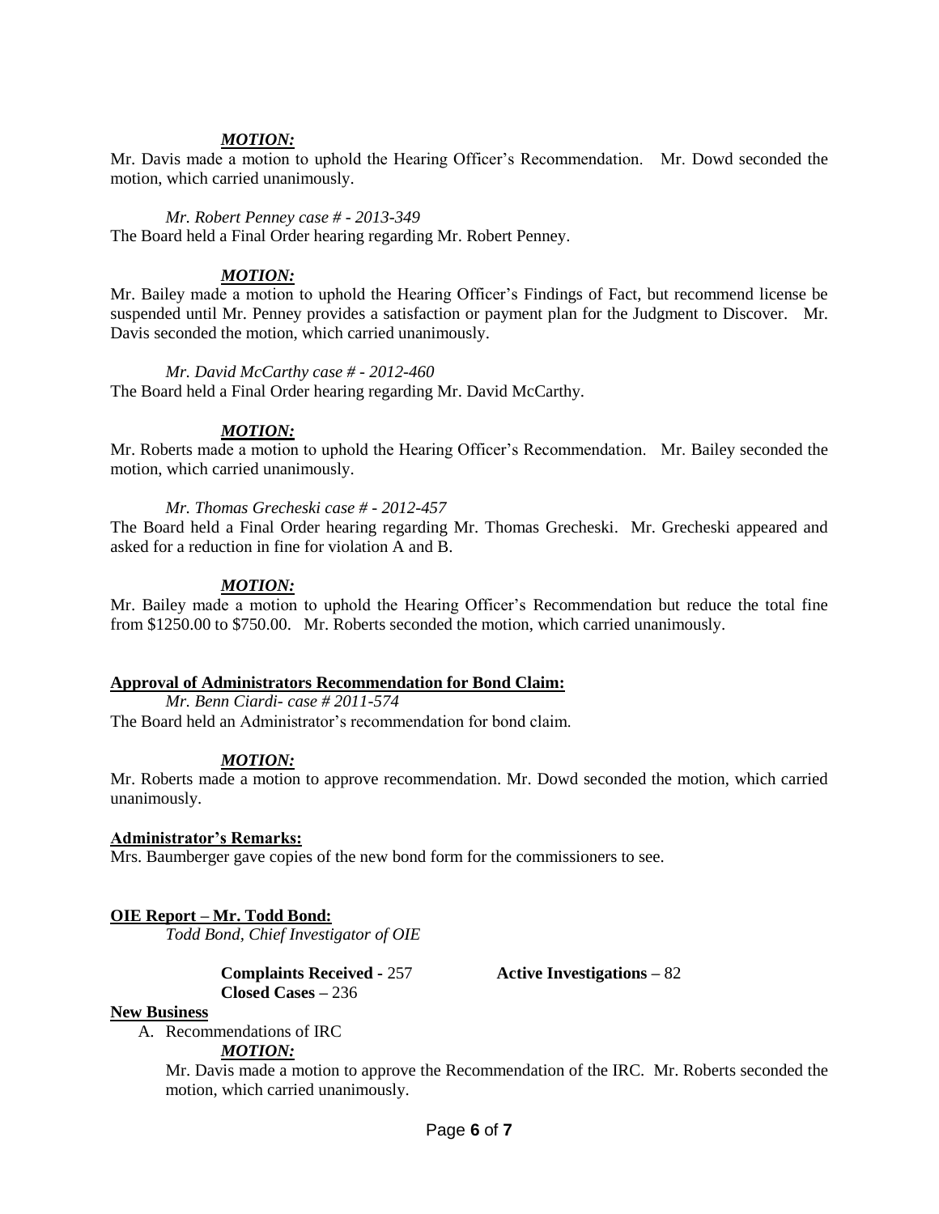***MOTION:***

Mr. Davis made a motion to uphold the Hearing Officer's Recommendation. Mr. Dowd seconded the motion, which carried unanimously.

*Mr. Robert Penney case # - 2013-349*

The Board held a Final Order hearing regarding Mr. Robert Penney.

***MOTION:***

Mr. Bailey made a motion to uphold the Hearing Officer's Findings of Fact, but recommend license be suspended until Mr. Penney provides a satisfaction or payment plan for the Judgment to Discover. Mr. Davis seconded the motion, which carried unanimously.

*Mr. David McCarthy case # - 2012-460*

The Board held a Final Order hearing regarding Mr. David McCarthy.

***MOTION:***

Mr. Roberts made a motion to uphold the Hearing Officer's Recommendation. Mr. Bailey seconded the motion, which carried unanimously.

*Mr. Thomas Grecheski case # - 2012-457*

The Board held a Final Order hearing regarding Mr. Thomas Grecheski. Mr. Grecheski appeared and asked for a reduction in fine for violation A and B.

***MOTION:***

Mr. Bailey made a motion to uphold the Hearing Officer's Recommendation but reduce the total fine from $1250.00 to $750.00. Mr. Roberts seconded the motion, which carried unanimously.

**Approval of Administrators Recommendation for Bond Claim:**

*Mr. Benn Ciardi- case # 2011-574*

The Board held an Administrator's recommendation for bond claim.

***MOTION:***

Mr. Roberts made a motion to approve recommendation. Mr. Dowd seconded the motion, which carried unanimously.

**Administrator's Remarks:**

Mrs. Baumberger gave copies of the new bond form for the commissioners to see.

**OIE Report – Mr. Todd Bond:**

*Todd Bond, Chief Investigator of OIE*

**Complaints Received -** 257 **Active Investigations –** 82

**Closed Cases –** 236

**New Business**

A. Recommendations of IRC

***MOTION:***

Mr. Davis made a motion to approve the Recommendation of the IRC. Mr. Roberts seconded the motion, which carried unanimously.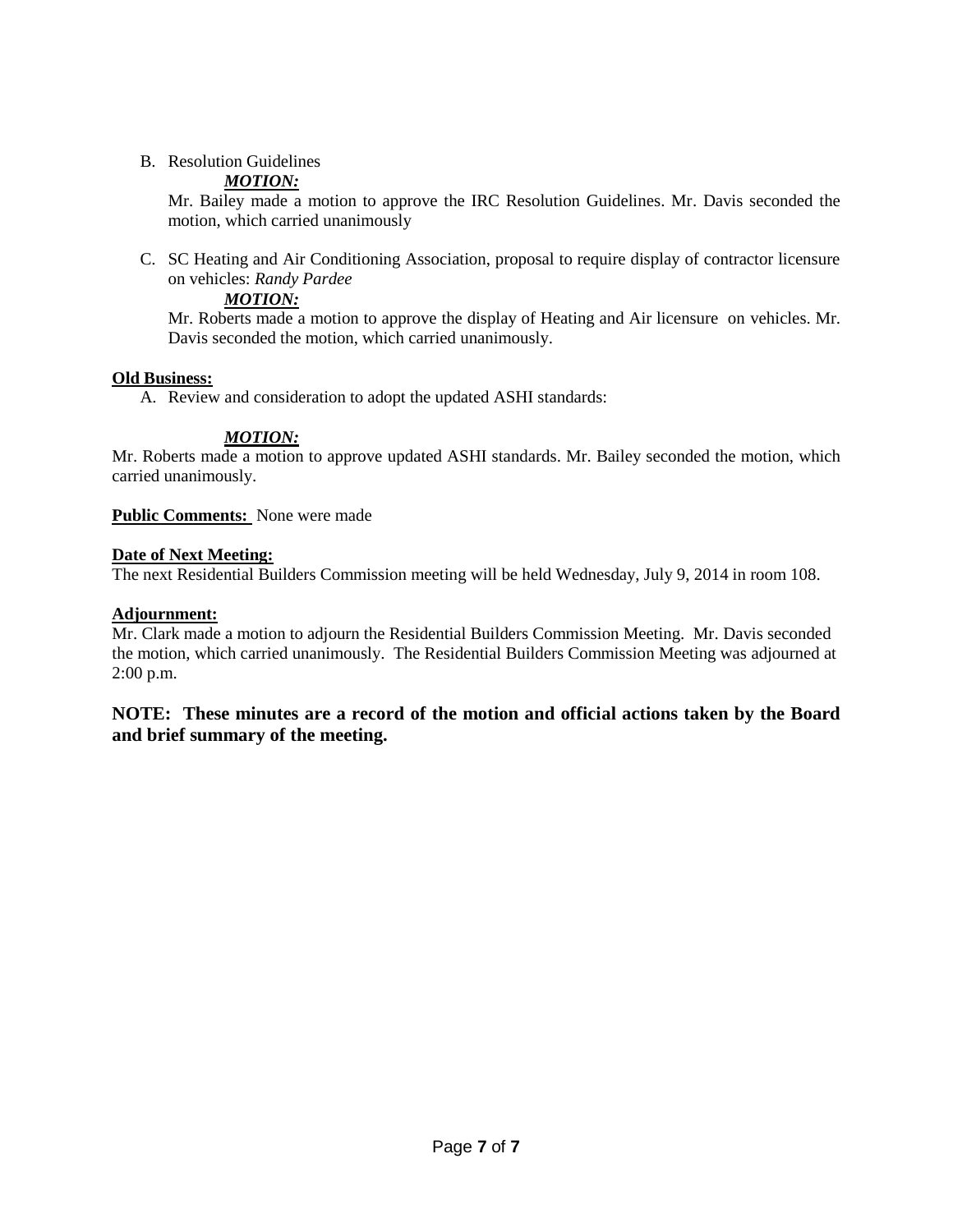B. Resolution Guidelines

***MOTION:***

Mr. Bailey made a motion to approve the IRC Resolution Guidelines. Mr. Davis seconded the motion, which carried unanimously

C. SC Heating and Air Conditioning Association, proposal to require display of contractor licensure on vehicles: *Randy Pardee*

***MOTION:***

Mr. Roberts made a motion to approve the display of Heating and Air licensure on vehicles. Mr. Davis seconded the motion, which carried unanimously.

**Old Business:**

A. Review and consideration to adopt the updated ASHI standards:

***MOTION:***

Mr. Roberts made a motion to approve updated ASHI standards. Mr. Bailey seconded the motion, which carried unanimously.

**Public Comments:** None were made

**Date of Next Meeting:**

The next Residential Builders Commission meeting will be held Wednesday, July 9, 2014 in room 108.

**Adjournment:**

Mr. Clark made a motion to adjourn the Residential Builders Commission Meeting. Mr. Davis seconded the motion, which carried unanimously. The Residential Builders Commission Meeting was adjourned at 2:00 p.m.

**NOTE: These minutes are a record of the motion and official actions taken by the Board and brief summary of the meeting.**